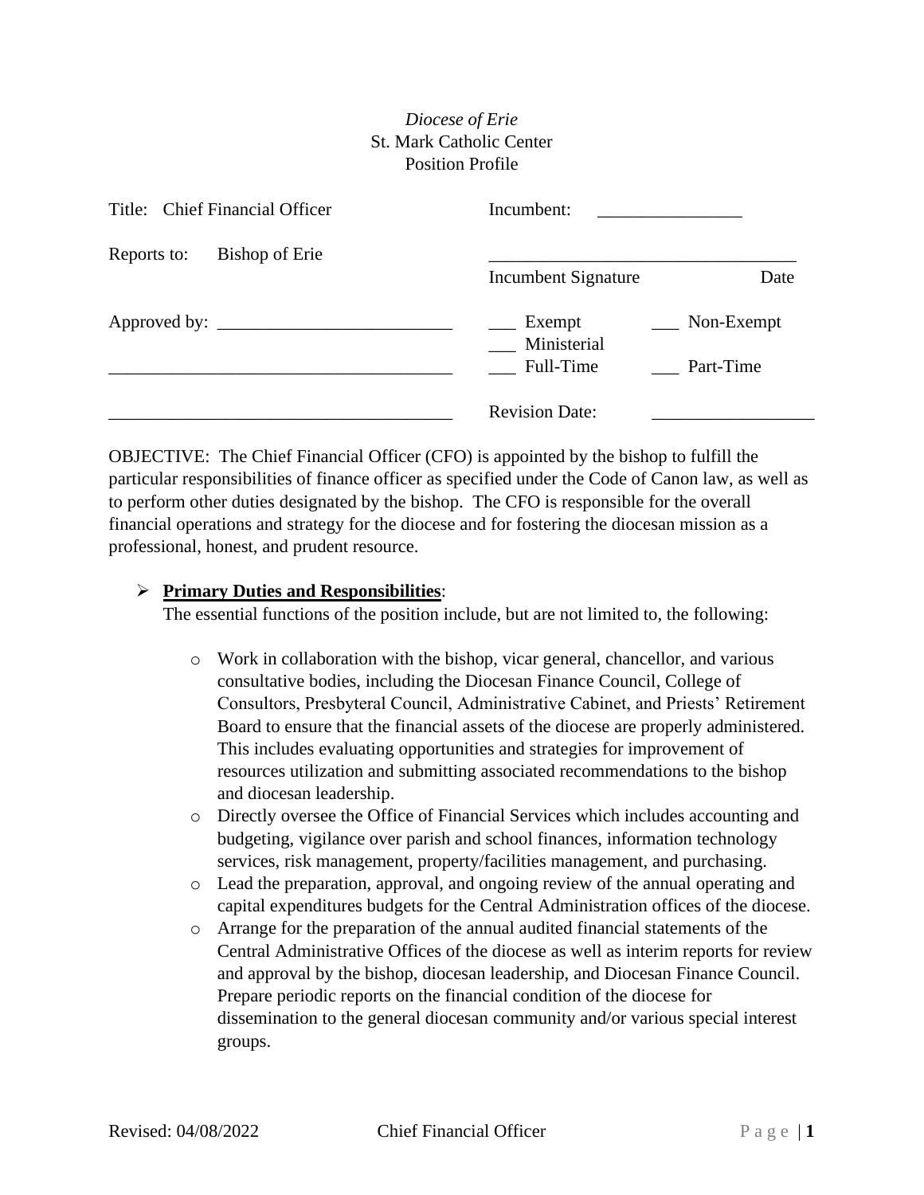*Diocese of Erie*
St. Mark Catholic Center
Position Profile

| | |
|---|---|
| Title: Chief Financial Officer | Incumbent: ________________ |
| Reports to: Bishop of Erie | ___________________________________ Incumbent Signature Date |
| Approved by: _________________________ | ___ Exempt ___ Non-Exempt ___ Ministerial |
| _____________________________________ | ___ Full-Time ___ Part-Time |
| _____________________________________ | Revision Date: __________________ |

OBJECTIVE: The Chief Financial Officer (CFO) is appointed by the bishop to fulfill the particular responsibilities of finance officer as specified under the Code of Canon law, as well as to perform other duties designated by the bishop. The CFO is responsible for the overall financial operations and strategy for the diocese and for fostering the diocesan mission as a professional, honest, and prudent resource.

- **<u>Primary Duties and Responsibilities</u>**:
  The essential functions of the position include, but are not limited to, the following:

  - Work in collaboration with the bishop, vicar general, chancellor, and various consultative bodies, including the Diocesan Finance Council, College of Consultors, Presbyteral Council, Administrative Cabinet, and Priests' Retirement Board to ensure that the financial assets of the diocese are properly administered. This includes evaluating opportunities and strategies for improvement of resources utilization and submitting associated recommendations to the bishop and diocesan leadership.
  - Directly oversee the Office of Financial Services which includes accounting and budgeting, vigilance over parish and school finances, information technology services, risk management, property/facilities management, and purchasing.
  - Lead the preparation, approval, and ongoing review of the annual operating and capital expenditures budgets for the Central Administration offices of the diocese.
  - Arrange for the preparation of the annual audited financial statements of the Central Administrative Offices of the diocese as well as interim reports for review and approval by the bishop, diocesan leadership, and Diocesan Finance Council. Prepare periodic reports on the financial condition of the diocese for dissemination to the general diocesan community and/or various special interest groups.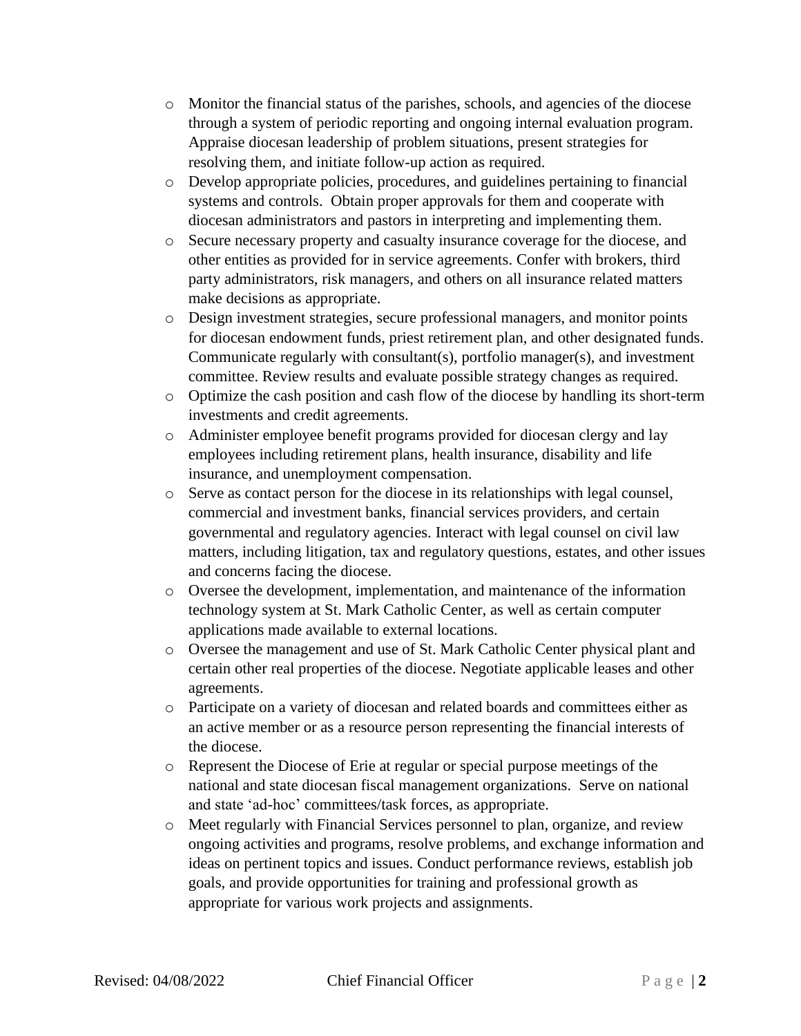- Monitor the financial status of the parishes, schools, and agencies of the diocese through a system of periodic reporting and ongoing internal evaluation program. Appraise diocesan leadership of problem situations, present strategies for resolving them, and initiate follow-up action as required.
- Develop appropriate policies, procedures, and guidelines pertaining to financial systems and controls. Obtain proper approvals for them and cooperate with diocesan administrators and pastors in interpreting and implementing them.
- Secure necessary property and casualty insurance coverage for the diocese, and other entities as provided for in service agreements. Confer with brokers, third party administrators, risk managers, and others on all insurance related matters make decisions as appropriate.
- Design investment strategies, secure professional managers, and monitor points for diocesan endowment funds, priest retirement plan, and other designated funds. Communicate regularly with consultant(s), portfolio manager(s), and investment committee. Review results and evaluate possible strategy changes as required.
- Optimize the cash position and cash flow of the diocese by handling its short-term investments and credit agreements.
- Administer employee benefit programs provided for diocesan clergy and lay employees including retirement plans, health insurance, disability and life insurance, and unemployment compensation.
- Serve as contact person for the diocese in its relationships with legal counsel, commercial and investment banks, financial services providers, and certain governmental and regulatory agencies. Interact with legal counsel on civil law matters, including litigation, tax and regulatory questions, estates, and other issues and concerns facing the diocese.
- Oversee the development, implementation, and maintenance of the information technology system at St. Mark Catholic Center, as well as certain computer applications made available to external locations.
- Oversee the management and use of St. Mark Catholic Center physical plant and certain other real properties of the diocese. Negotiate applicable leases and other agreements.
- Participate on a variety of diocesan and related boards and committees either as an active member or as a resource person representing the financial interests of the diocese.
- Represent the Diocese of Erie at regular or special purpose meetings of the national and state diocesan fiscal management organizations. Serve on national and state 'ad-hoc' committees/task forces, as appropriate.
- Meet regularly with Financial Services personnel to plan, organize, and review ongoing activities and programs, resolve problems, and exchange information and ideas on pertinent topics and issues. Conduct performance reviews, establish job goals, and provide opportunities for training and professional growth as appropriate for various work projects and assignments.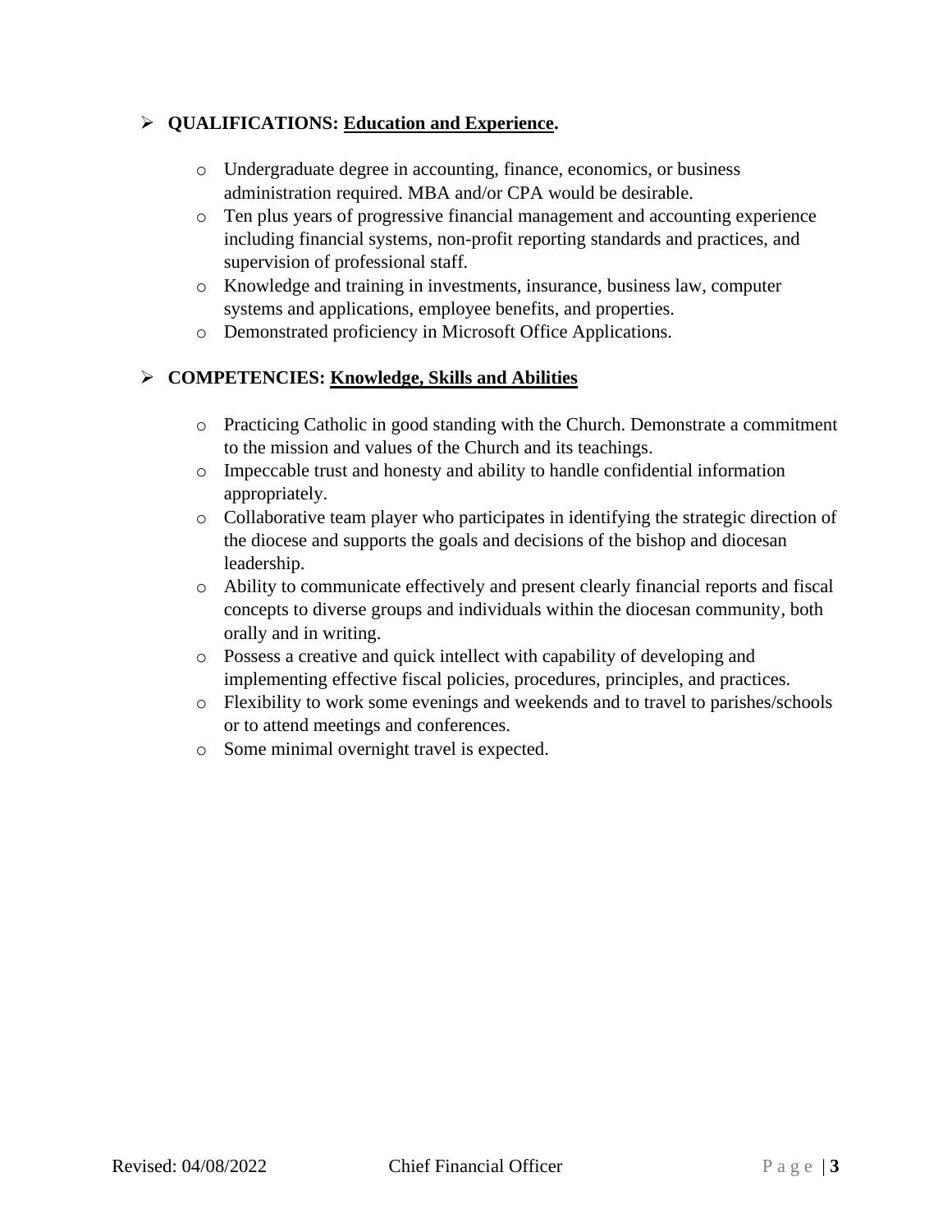- **QUALIFICATIONS: <u>Education and Experience</u>.**

    - Undergraduate degree in accounting, finance, economics, or business administration required. MBA and/or CPA would be desirable.
    - Ten plus years of progressive financial management and accounting experience including financial systems, non-profit reporting standards and practices, and supervision of professional staff.
    - Knowledge and training in investments, insurance, business law, computer systems and applications, employee benefits, and properties.
    - Demonstrated proficiency in Microsoft Office Applications.

- **COMPETENCIES: <u>Knowledge, Skills and Abilities</u>**

    - Practicing Catholic in good standing with the Church. Demonstrate a commitment to the mission and values of the Church and its teachings.
    - Impeccable trust and honesty and ability to handle confidential information appropriately.
    - Collaborative team player who participates in identifying the strategic direction of the diocese and supports the goals and decisions of the bishop and diocesan leadership.
    - Ability to communicate effectively and present clearly financial reports and fiscal concepts to diverse groups and individuals within the diocesan community, both orally and in writing.
    - Possess a creative and quick intellect with capability of developing and implementing effective fiscal policies, procedures, principles, and practices.
    - Flexibility to work some evenings and weekends and to travel to parishes/schools or to attend meetings and conferences.
    - Some minimal overnight travel is expected.